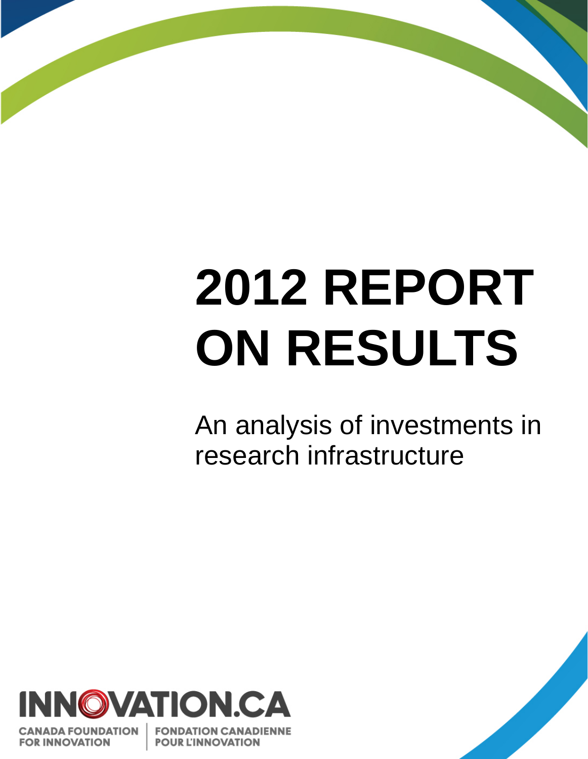# 2012 REPORT ON RESULTS

An analysis of investments in research infrastructure

INNOVATION.CA

CANADA FOUNDATION FOR INNOVATION | FONDATION CANADIENNE POUR L'INNOVATION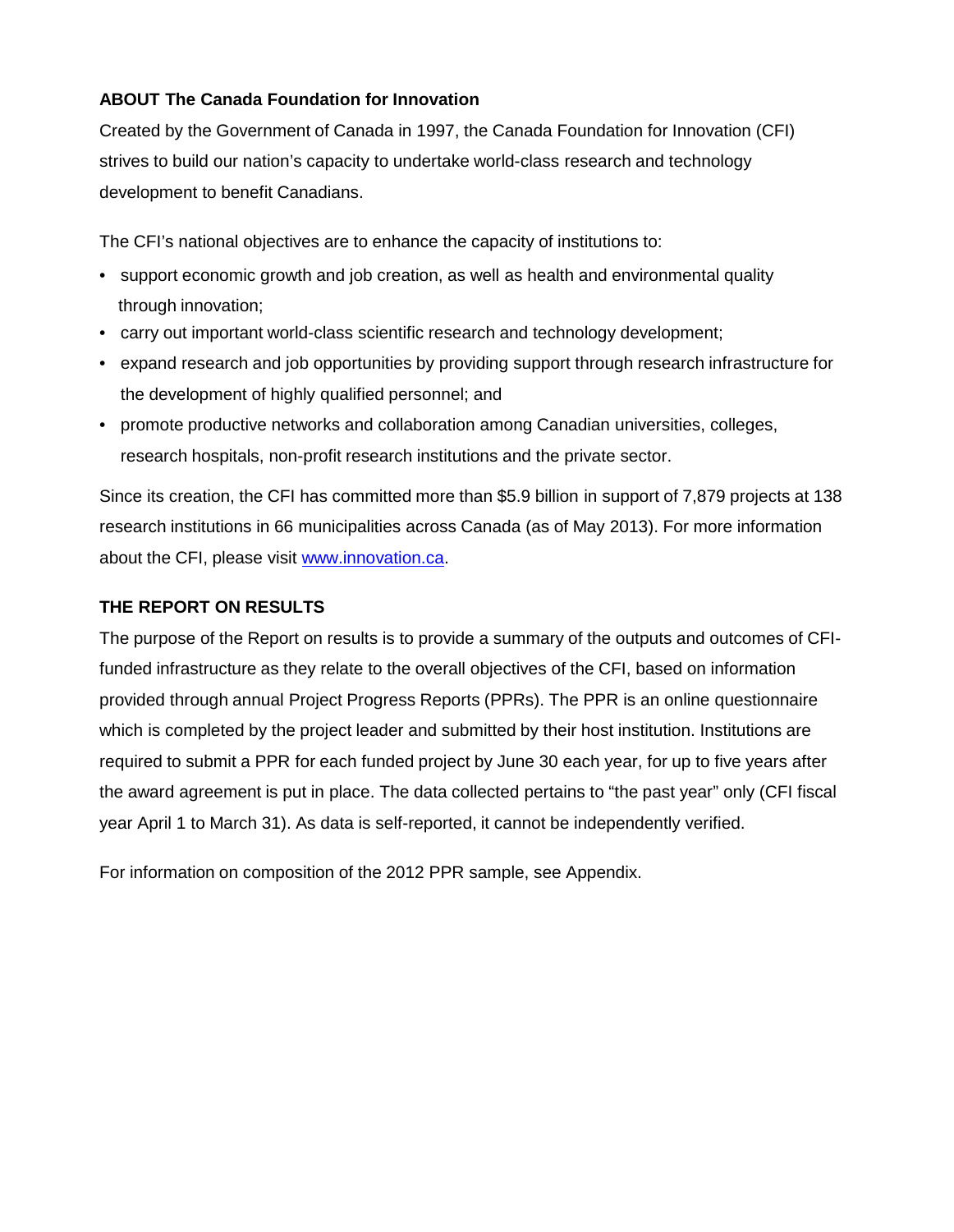## ABOUT The Canada Foundation for Innovation

Created by the Government of Canada in 1997, the Canada Foundation for Innovation (CFI) strives to build our nation's capacity to undertake world-class research and technology development to benefit Canadians.

The CFI's national objectives are to enhance the capacity of institutions to:

- support economic growth and job creation, as well as health and environmental quality through innovation;
- carry out important world-class scientific research and technology development;
- expand research and job opportunities by providing support through research infrastructure for the development of highly qualified personnel; and
- promote productive networks and collaboration among Canadian universities, colleges, research hospitals, non-profit research institutions and the private sector.

Since its creation, the CFI has committed more than $5.9 billion in support of 7,879 projects at 138 research institutions in 66 municipalities across Canada (as of May 2013). For more information about the CFI, please visit [www.innovation.ca](http://www.innovation.ca).

## THE REPORT ON RESULTS

The purpose of the Report on results is to provide a summary of the outputs and outcomes of CFI-funded infrastructure as they relate to the overall objectives of the CFI, based on information provided through annual Project Progress Reports (PPRs). The PPR is an online questionnaire which is completed by the project leader and submitted by their host institution. Institutions are required to submit a PPR for each funded project by June 30 each year, for up to five years after the award agreement is put in place. The data collected pertains to "the past year" only (CFI fiscal year April 1 to March 31). As data is self-reported, it cannot be independently verified.

For information on composition of the 2012 PPR sample, see Appendix.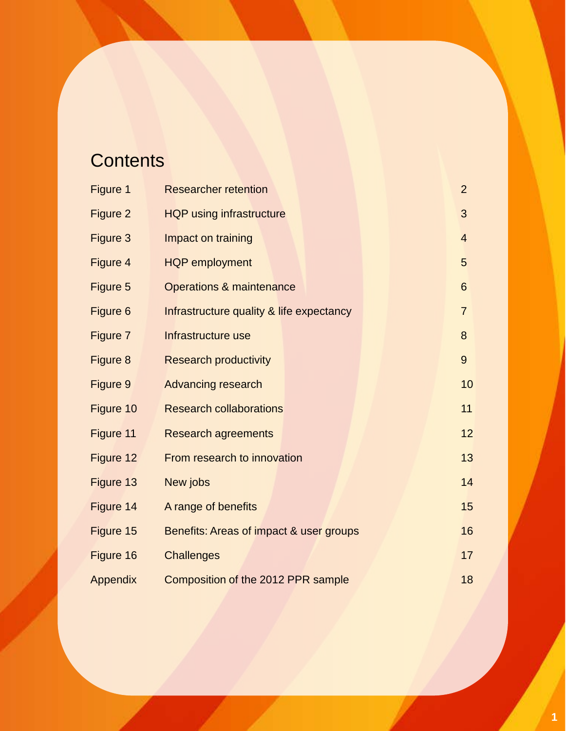# Contents

| | | |
|---|---|---|
| Figure 1 | Researcher retention | 2 |
| Figure 2 | HQP using infrastructure | 3 |
| Figure 3 | Impact on training | 4 |
| Figure 4 | HQP employment | 5 |
| Figure 5 | Operations & maintenance | 6 |
| Figure 6 | Infrastructure quality & life expectancy | 7 |
| Figure 7 | Infrastructure use | 8 |
| Figure 8 | Research productivity | 9 |
| Figure 9 | Advancing research | 10 |
| Figure 10 | Research collaborations | 11 |
| Figure 11 | Research agreements | 12 |
| Figure 12 | From research to innovation | 13 |
| Figure 13 | New jobs | 14 |
| Figure 14 | A range of benefits | 15 |
| Figure 15 | Benefits: Areas of impact & user groups | 16 |
| Figure 16 | Challenges | 17 |
| Appendix | Composition of the 2012 PPR sample | 18 |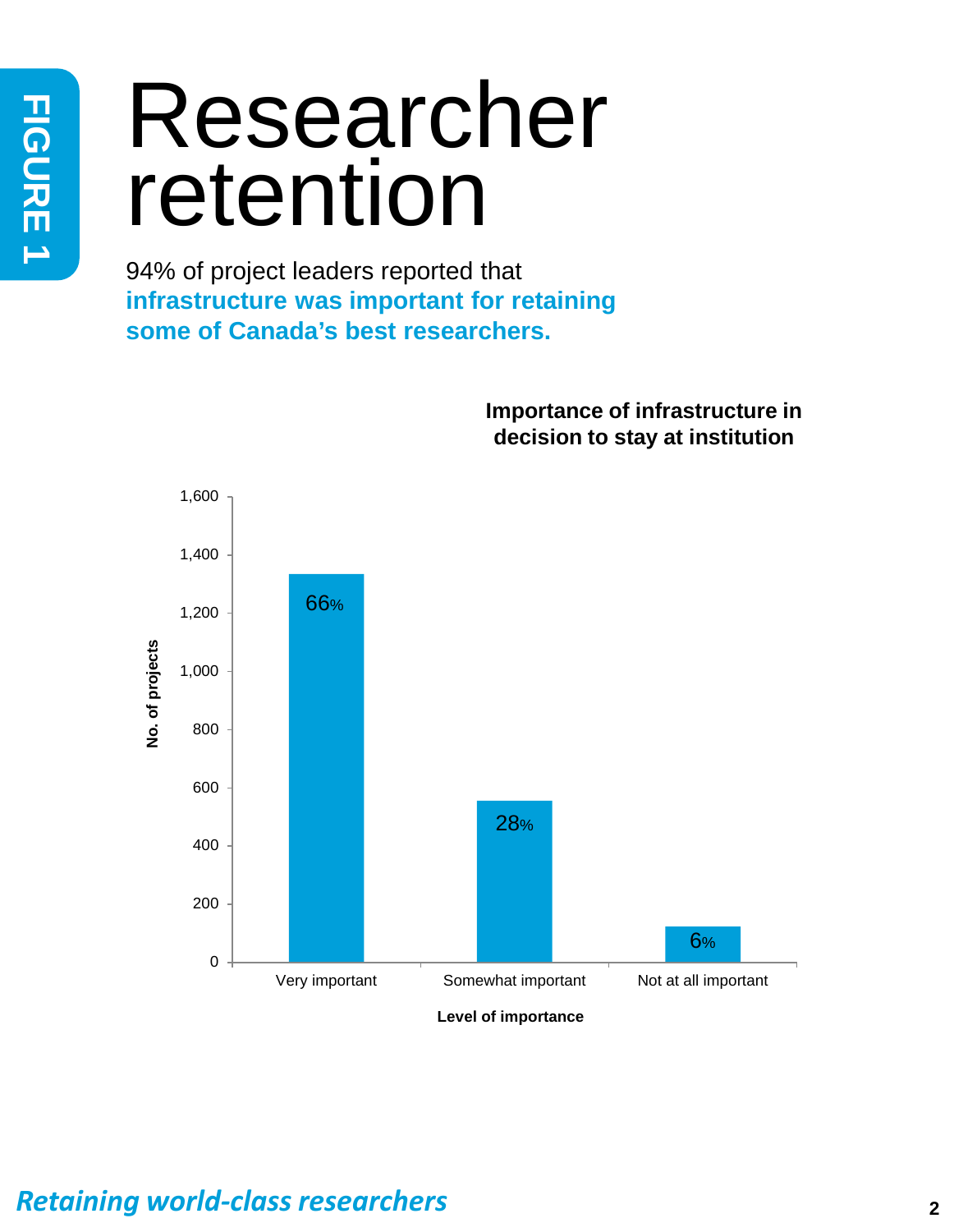FIGURE 1

# Researcher retention

94% of project leaders reported that **infrastructure was important for retaining some of Canada's best researchers.**

**Importance of infrastructure in decision to stay at institution**

| Level of importance | No. of projects (%) |
|---|---|
| Very important | 66% |
| Somewhat important | 28% |
| Not at all important | 6% |

*Retaining world-class researchers*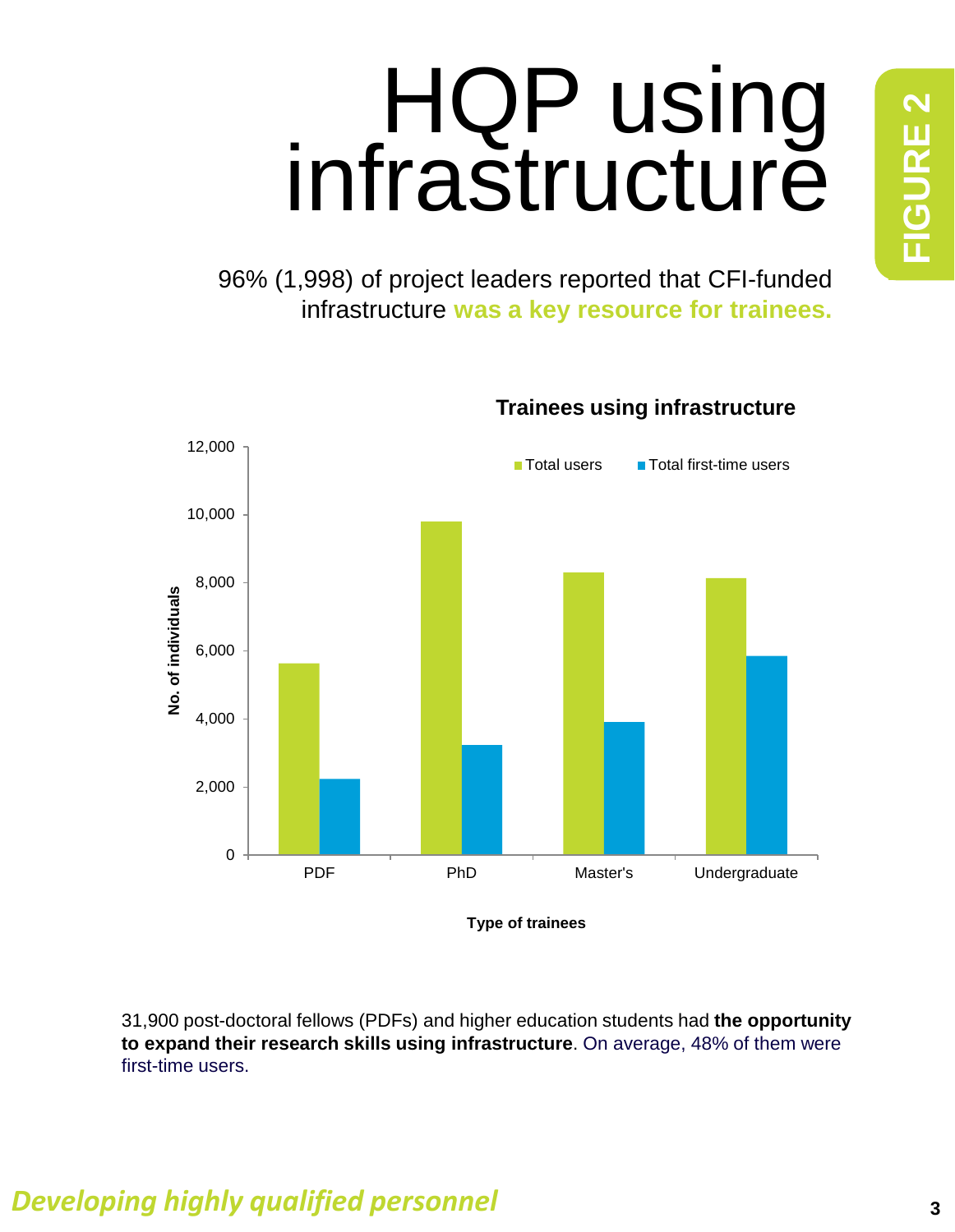# HQP using infrastructure

FIGURE 2

96% (1,998) of project leaders reported that CFI-funded infrastructure **was a key resource for trainees.**

**Trainees using infrastructure**

31,900 post-doctoral fellows (PDFs) and higher education students had **the opportunity to expand their research skills using infrastructure**. On average, 48% of them were first-time users.

*Developing highly qualified personnel*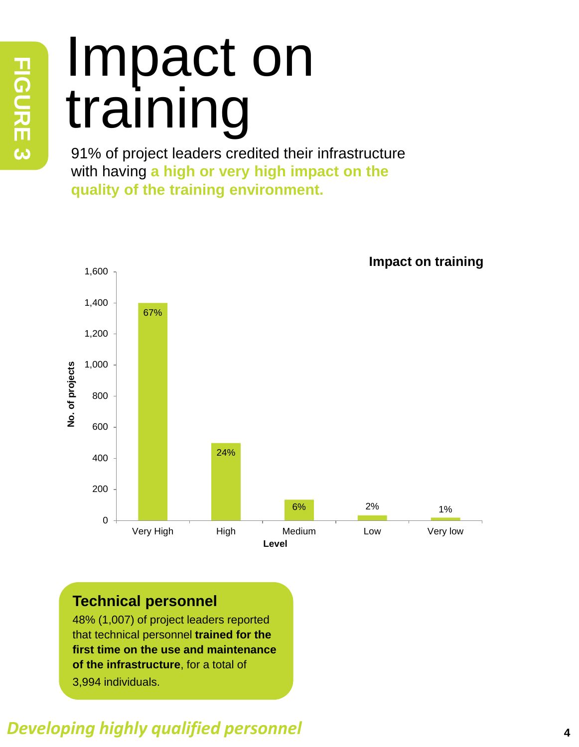FIGURE 3

# Impact on training

91% of project leaders credited their infrastructure with having **a high or very high impact on the quality of the training environment.**

**Impact on training**

| Level | No. of projects (approx.) | % |
|---|---|---|
| Very High | 1,400 | 67% |
| High | 500 | 24% |
| Medium | 135 | 6% |
| Low | 35 | 2% |
| Very low | 20 | 1% |

## Technical personnel

48% (1,007) of project leaders reported that technical personnel **trained for the first time on the use and maintenance of the infrastructure**, for a total of 3,994 individuals.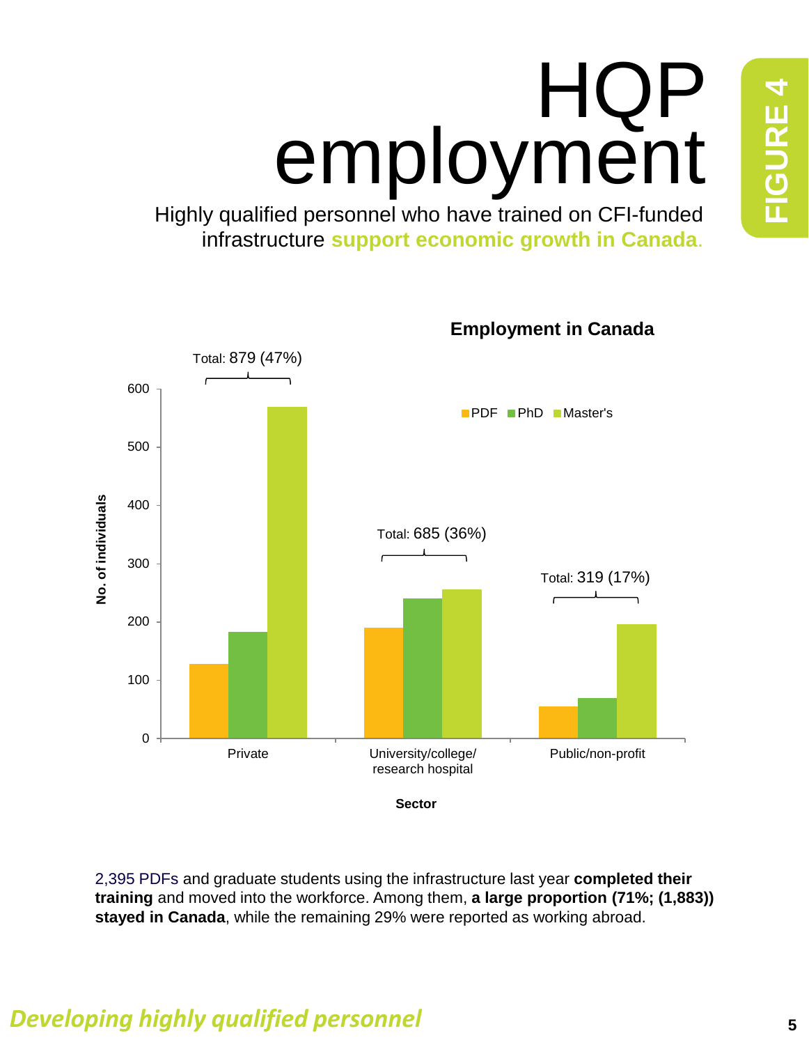FIGURE 4

# HQP employment

Highly qualified personnel who have trained on CFI-funded infrastructure **support economic growth in Canada**.

**Employment in Canada**

Legend: PDF, PhD, Master's

Y-axis: No. of individuals (0–600)

X-axis: Sector

| Sector | Total |
|---|---|
| Private | Total: 879 (47%) |
| University/college/ research hospital | Total: 685 (36%) |
| Public/non-profit | Total: 319 (17%) |

2,395 PDFs and graduate students using the infrastructure last year **completed their training** and moved into the workforce. Among them, **a large proportion (71%; (1,883)) stayed in Canada**, while the remaining 29% were reported as working abroad.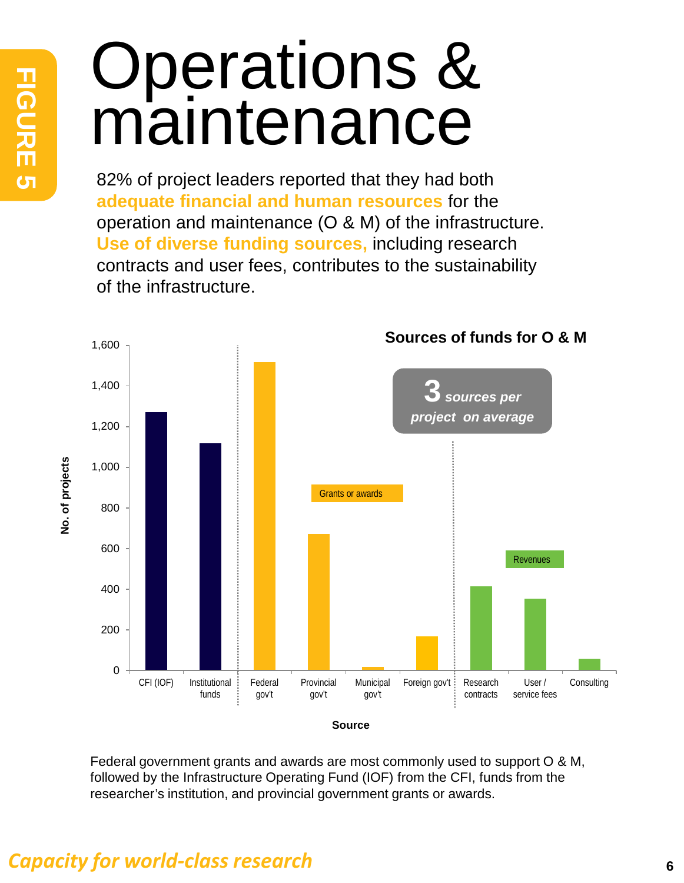FIGURE 5

# Operations & maintenance

82% of project leaders reported that they had both **adequate financial and human resources** for the operation and maintenance (O & M) of the infrastructure. **Use of diverse funding sources,** including research contracts and user fees, contributes to the sustainability of the infrastructure.

**Sources of funds for O & M**

**3** *sources per project on average*

| Source | Category | No. of projects (approx.) |
| --- | --- | --- |
| CFI (IOF) | | ~1,270 |
| Institutional funds | | ~1,120 |
| Federal gov't | Grants or awards | ~1,520 |
| Provincial gov't | Grants or awards | ~670 |
| Municipal gov't | Grants or awards | ~15 |
| Foreign gov't | Grants or awards | ~170 |
| Research contracts | Revenues | ~410 |
| User / service fees | Revenues | ~350 |
| Consulting | Revenues | ~55 |

Federal government grants and awards are most commonly used to support O & M, followed by the Infrastructure Operating Fund (IOF) from the CFI, funds from the researcher's institution, and provincial government grants or awards.

*Capacity for world-class research*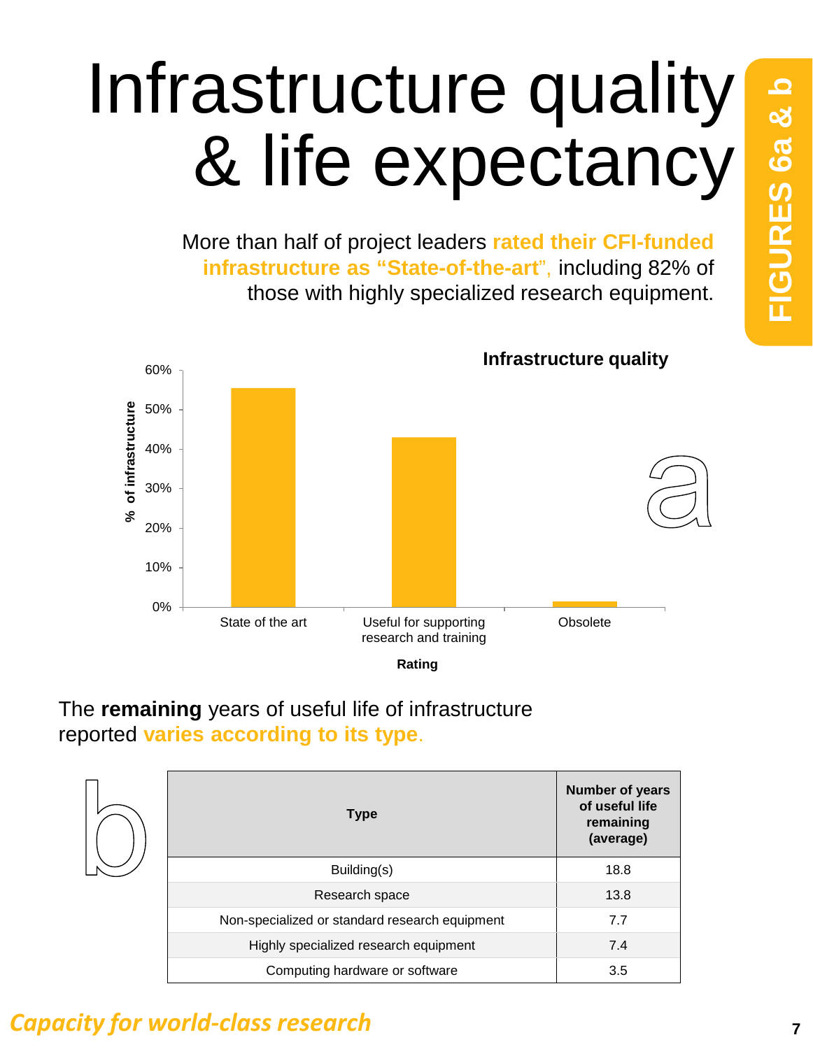# Infrastructure quality & life expectancy

**FIGURES 6a & b**

More than half of project leaders **rated their CFI-funded infrastructure as "State-of-the-art"**, including 82% of those with highly specialized research equipment.

**Infrastructure quality**

a

| Rating | % of infrastructure |
|---|---|
| State of the art | ~55% |
| Useful for supporting research and training | ~43% |
| Obsolete | ~1% |

The **remaining** years of useful life of infrastructure reported **varies according to its type**.

b

| Type | Number of years of useful life remaining (average) |
|---|---|
| Building(s) | 18.8 |
| Research space | 13.8 |
| Non-specialized or standard research equipment | 7.7 |
| Highly specialized research equipment | 7.4 |
| Computing hardware or software | 3.5 |

*Capacity for world-class research*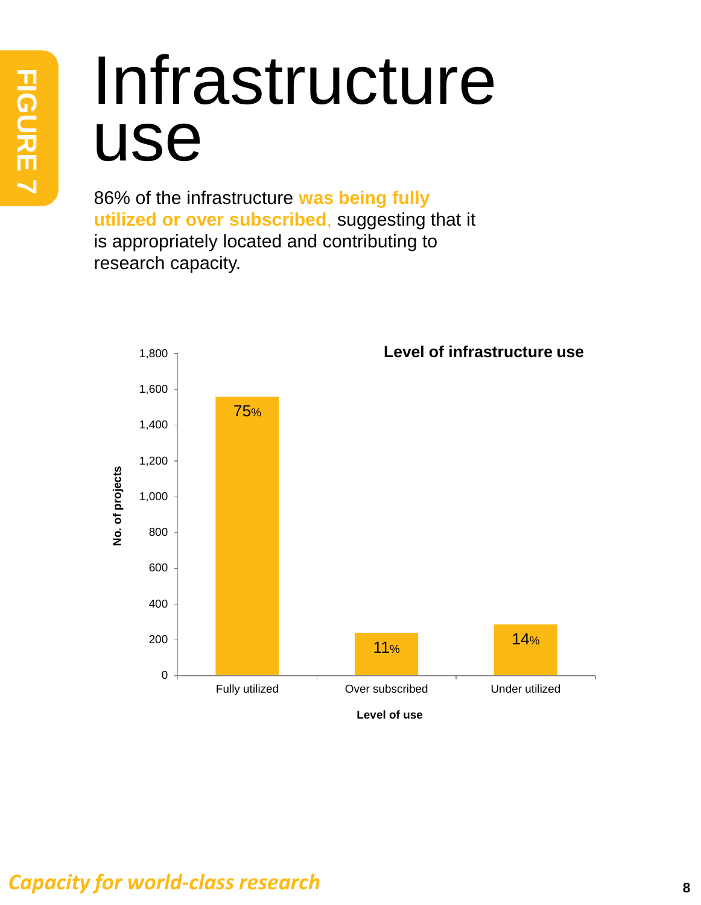FIGURE 7

# Infrastructure use

86% of the infrastructure **was being fully utilized or over subscribed**, suggesting that it is appropriately located and contributing to research capacity.

**Level of infrastructure use**

| Level of use | No. of projects (approx.) | Percentage |
|---|---|---|
| Fully utilized | ~1,560 | 75% |
| Over subscribed | ~240 | 11% |
| Under utilized | ~290 | 14% |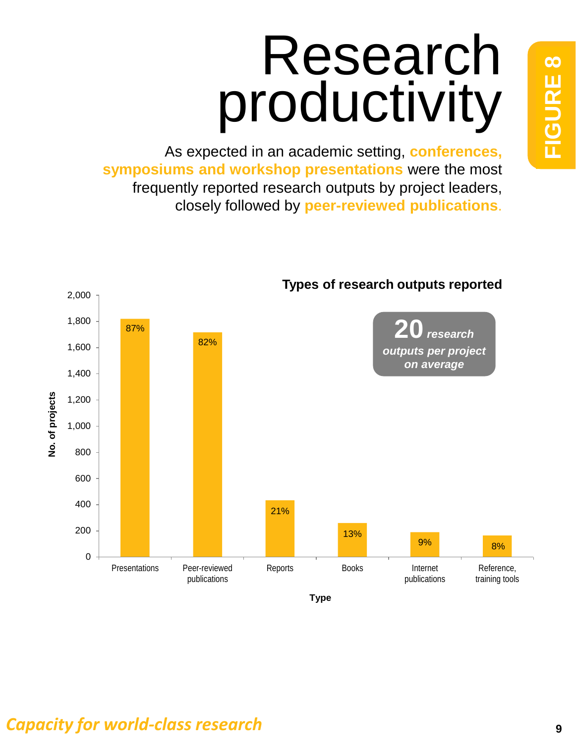# Research productivity

FIGURE 8

As expected in an academic setting, **conferences, symposiums and workshop presentations** were the most frequently reported research outputs by project leaders, closely followed by **peer-reviewed publications**.

**Types of research outputs reported**

**20** *research outputs per project on average*

| Type | No. of projects (approx.) | % |
|---|---|---|
| Presentations | 1,820 | 87% |
| Peer-reviewed publications | 1,715 | 82% |
| Reports | 430 | 21% |
| Books | 260 | 13% |
| Internet publications | 190 | 9% |
| Reference, training tools | 165 | 8% |

*Capacity for world-class research*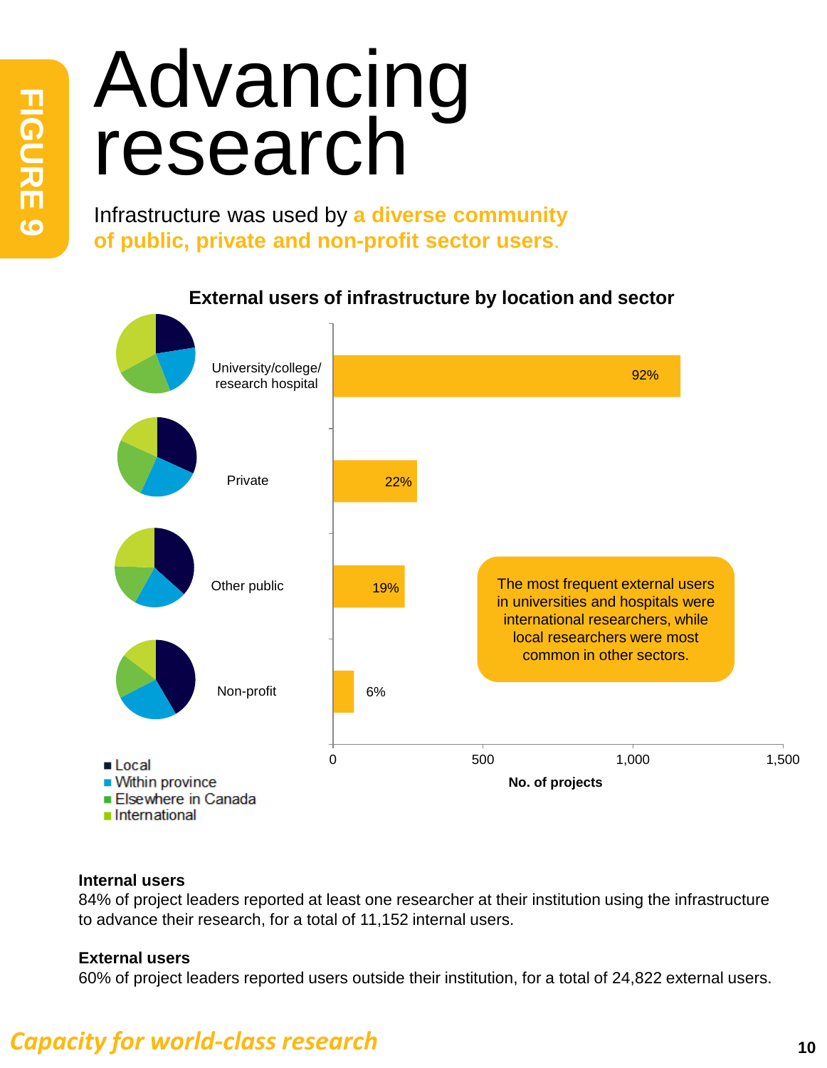FIGURE 9

# Advancing research

Infrastructure was used by **a diverse community of public, private and non-profit sector users**.

**External users of infrastructure by location and sector**

| Sector | Percentage |
| --- | --- |
| University/college/ research hospital | 92% |
| Private | 22% |
| Other public | 19% |
| Non-profit | 6% |

0 | 500 | 1,000 | 1,500

**No. of projects**

- Local
- Within province
- Elsewhere in Canada
- International

The most frequent external users in universities and hospitals were international researchers, while local researchers were most common in other sectors.

**Internal users**
84% of project leaders reported at least one researcher at their institution using the infrastructure to advance their research, for a total of 11,152 internal users.

**External users**
60% of project leaders reported users outside their institution, for a total of 24,822 external users.

*Capacity for world-class research*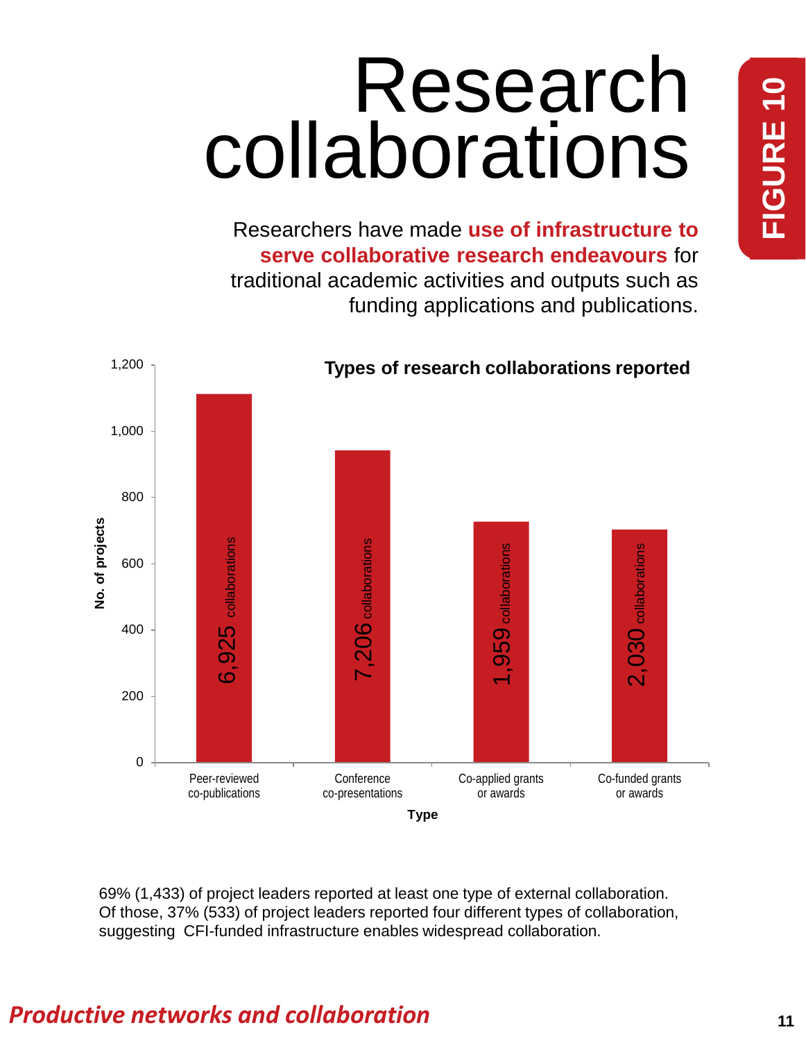# Research collaborations

**FIGURE 10**

Researchers have made **use of infrastructure to serve collaborative research endeavours** for traditional academic activities and outputs such as funding applications and publications.

**Types of research collaborations reported**

| Type | No. of projects (approx.) | Collaborations |
|---|---|---|
| Peer-reviewed co-publications | ~1,110 | 6,925 collaborations |
| Conference co-presentations | ~940 | 7,206 collaborations |
| Co-applied grants or awards | ~725 | 1,959 collaborations |
| Co-funded grants or awards | ~700 | 2,030 collaborations |

69% (1,433) of project leaders reported at least one type of external collaboration. Of those, 37% (533) of project leaders reported four different types of collaboration, suggesting CFI-funded infrastructure enables widespread collaboration.

*Productive networks and collaboration*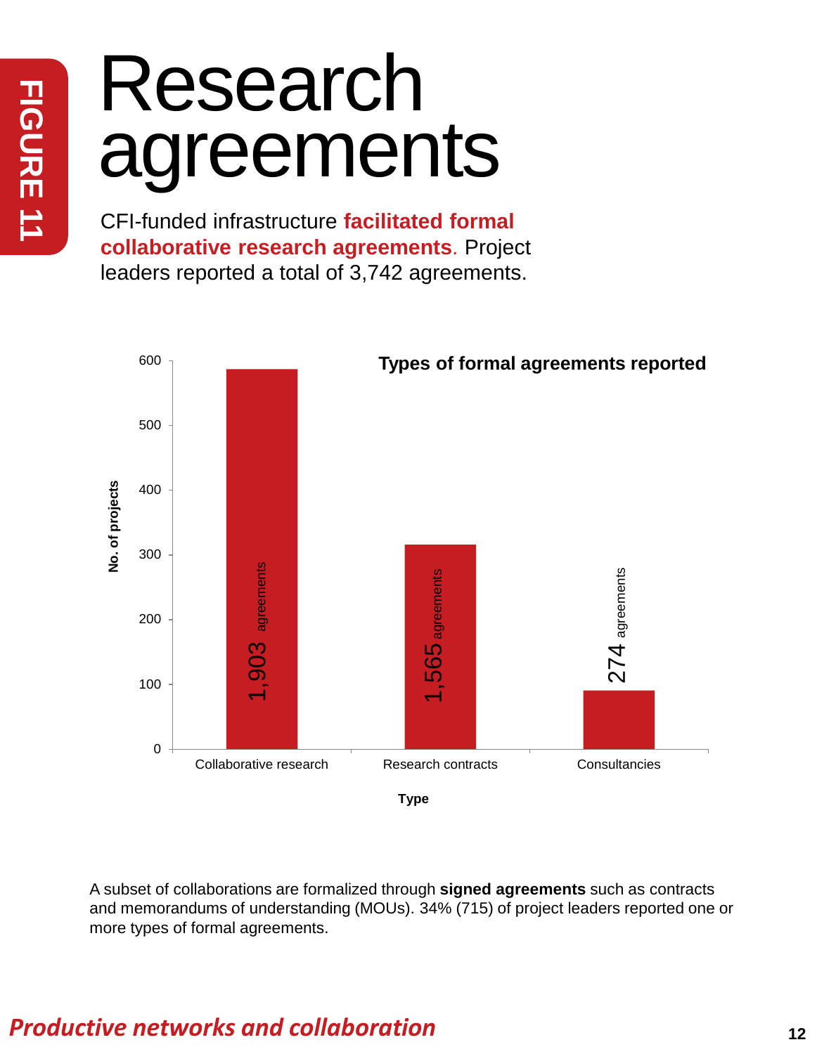FIGURE 11

# Research agreements

CFI-funded infrastructure **facilitated formal collaborative research agreements**. Project leaders reported a total of 3,742 agreements.

**Types of formal agreements reported**

| Type | No. of projects (approx.) | Agreements |
|---|---|---|
| Collaborative research | ~590 | 1,903 agreements |
| Research contracts | ~315 | 1,565 agreements |
| Consultancies | ~90 | 274 agreements |

A subset of collaborations are formalized through **signed agreements** such as contracts and memorandums of understanding (MOUs). 34% (715) of project leaders reported one or more types of formal agreements.

*Productive networks and collaboration*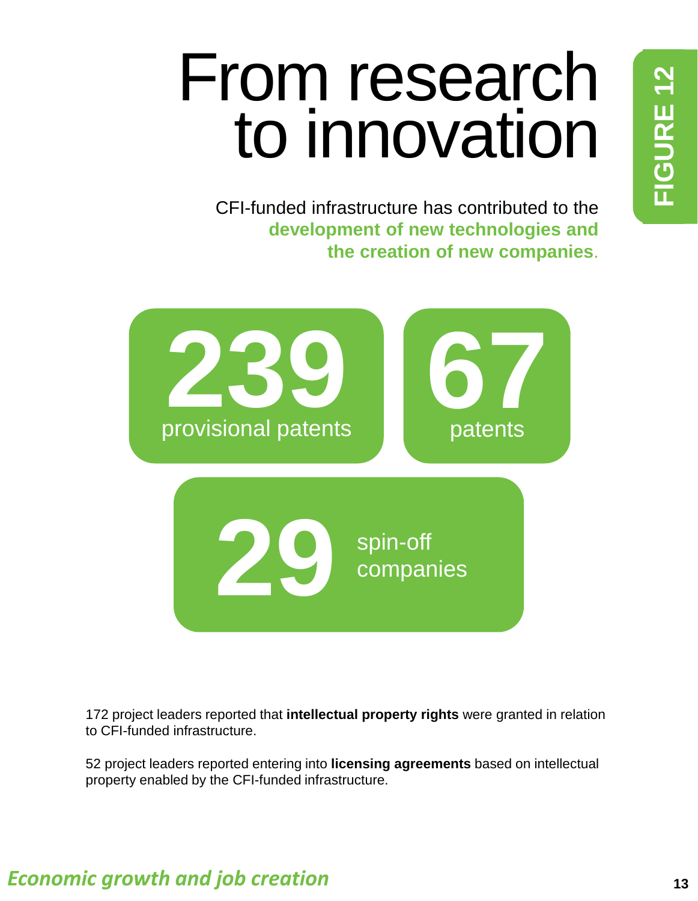# From research to innovation

**FIGURE 12**

CFI-funded infrastructure has contributed to the **development of new technologies and the creation of new companies**.

**239** provisional patents

**67** patents

**29** spin-off companies

172 project leaders reported that **intellectual property rights** were granted in relation to CFI-funded infrastructure.

52 project leaders reported entering into **licensing agreements** based on intellectual property enabled by the CFI-funded infrastructure.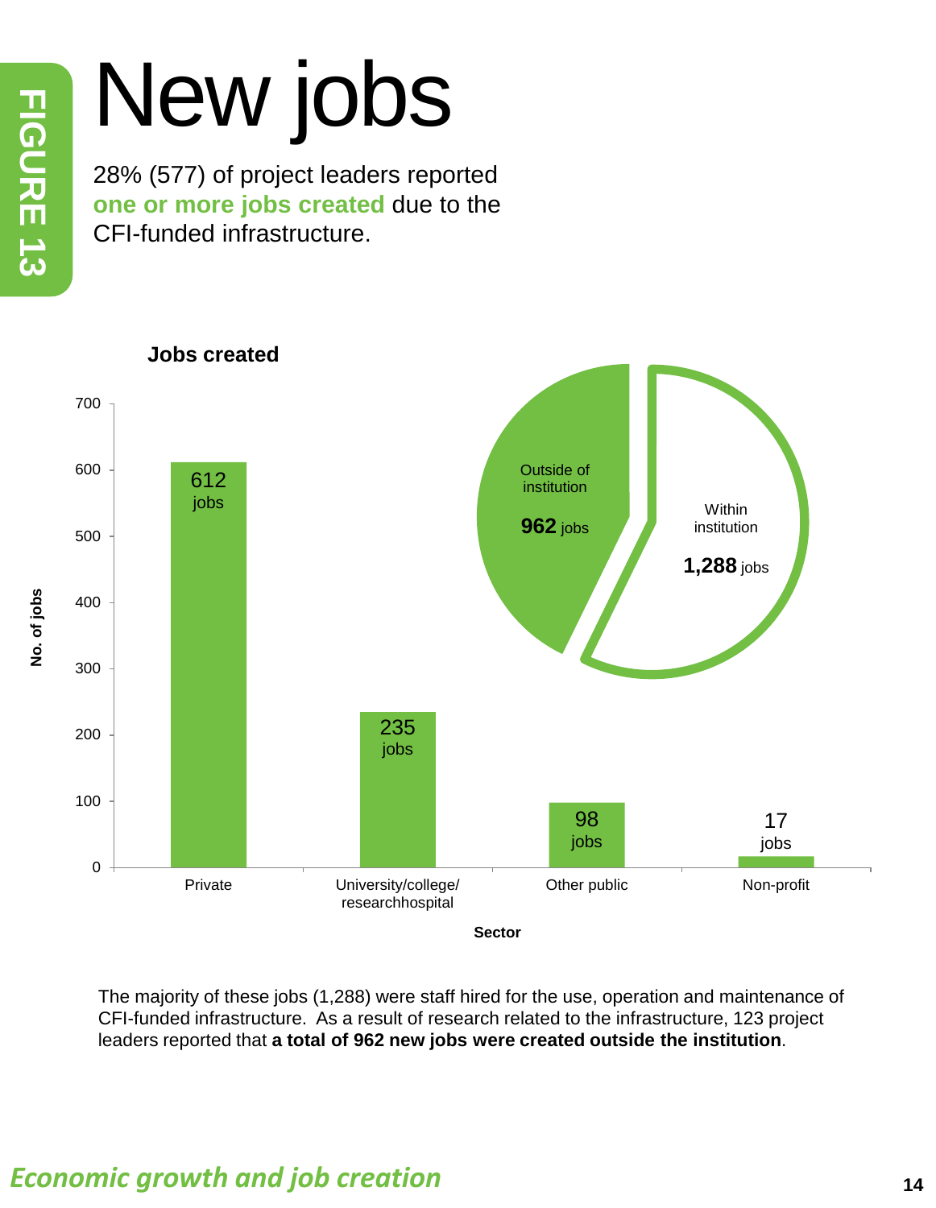FIGURE 13

# New jobs

28% (577) of project leaders reported **one or more jobs created** due to the CFI-funded infrastructure.

**Jobs created**

| Sector | No. of jobs |
|---|---|
| Private | 612 jobs |
| University/college/researchhospital | 235 jobs |
| Other public | 98 jobs |
| Non-profit | 17 jobs |

| | Jobs |
|---|---|
| Outside of institution | **962** jobs |
| Within institution | **1,288** jobs |

The majority of these jobs (1,288) were staff hired for the use, operation and maintenance of CFI-funded infrastructure. As a result of research related to the infrastructure, 123 project leaders reported that **a total of 962 new jobs were created outside the institution**.

*Economic growth and job creation*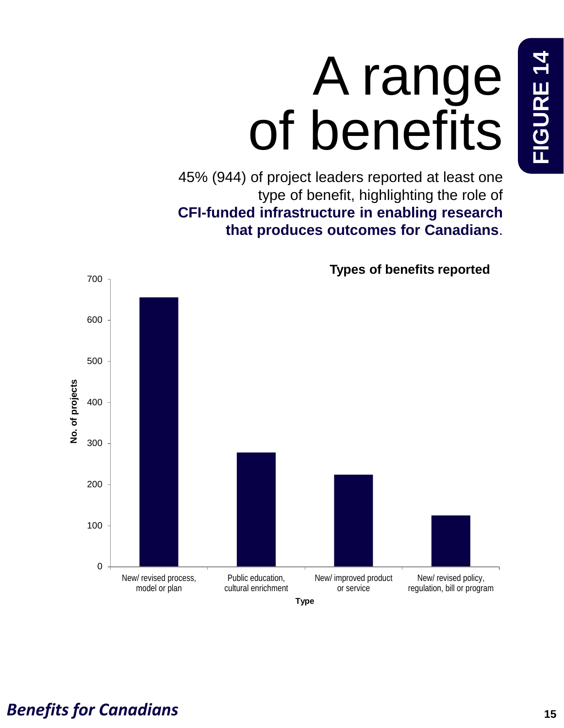# A range of benefits

**FIGURE 14**

45% (944) of project leaders reported at least one type of benefit, highlighting the role of **CFI-funded infrastructure in enabling research that produces outcomes for Canadians**.

**Types of benefits reported**

| Type | No. of projects (approx.) |
| --- | --- |
| New/ revised process, model or plan | ~655 |
| Public education, cultural enrichment | ~278 |
| New/ improved product or service | ~224 |
| New/ revised policy, regulation, bill or program | ~124 |

*Benefits for Canadians*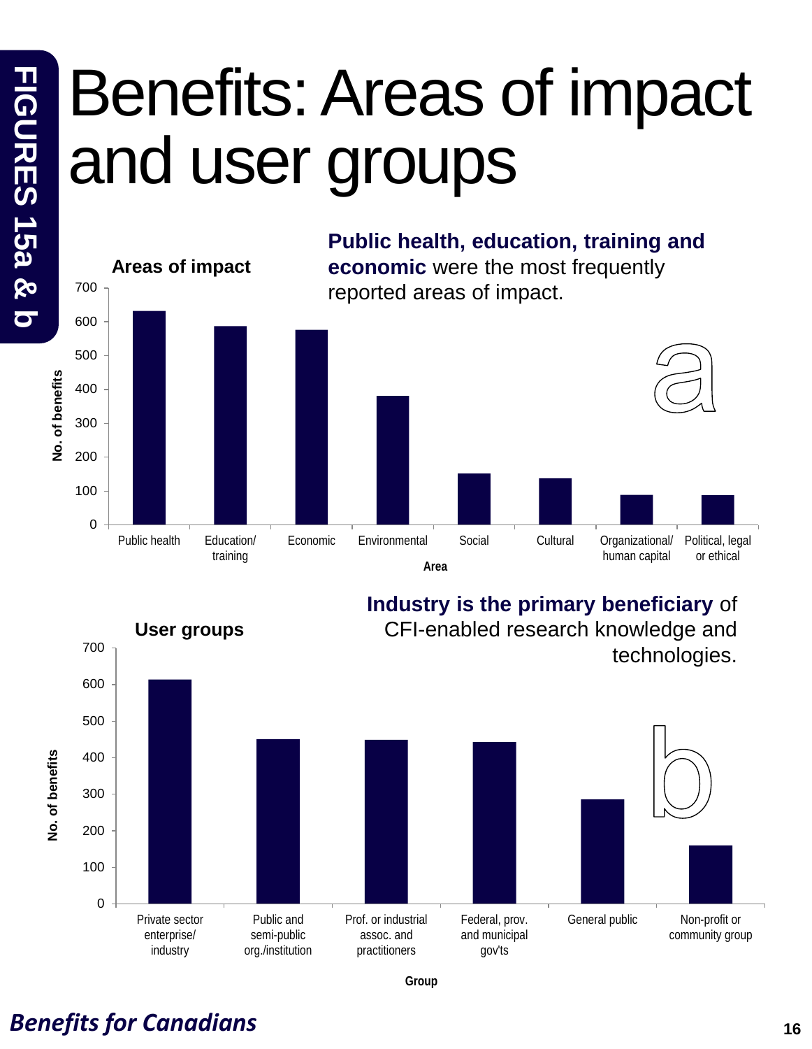FIGURES 15a & b

# Benefits: Areas of impact and user groups

**Public health, education, training and economic** were the most frequently reported areas of impact.

**Areas of impact**

a

| Area | No. of benefits |
|---|---|
| Public health | ~630 |
| Education/training | ~585 |
| Economic | ~575 |
| Environmental | ~380 |
| Social | ~150 |
| Cultural | ~135 |
| Organizational/human capital | ~85 |
| Political, legal or ethical | ~85 |

**Industry is the primary beneficiary** of CFI-enabled research knowledge and technologies.

**User groups**

b

| Group | No. of benefits |
|---|---|
| Private sector enterprise/industry | ~610 |
| Public and semi-public org./institution | ~450 |
| Prof. or industrial assoc. and practitioners | ~448 |
| Federal, prov. and municipal gov'ts | ~442 |
| General public | ~285 |
| Non-profit or community group | ~158 |

*Benefits for Canadians*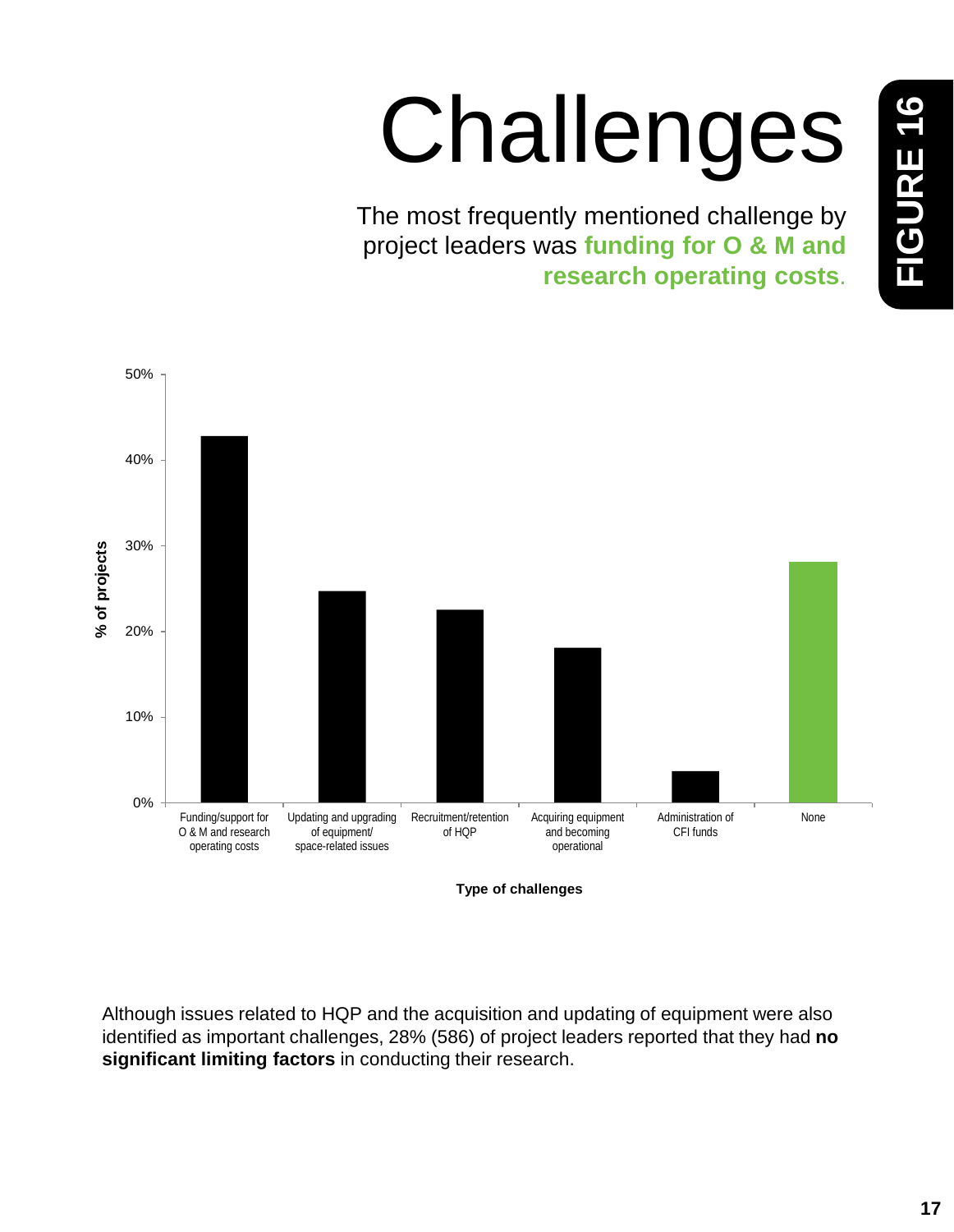# Challenges

**FIGURE 16**

The most frequently mentioned challenge by project leaders was **funding for O & M and research operating costs**.

| Type of challenges | % of projects |
| --- | --- |
| Funding/support for O & M and research operating costs | ~43% |
| Updating and upgrading of equipment/ space-related issues | ~25% |
| Recruitment/retention of HQP | ~23% |
| Acquiring equipment and becoming operational | ~18% |
| Administration of CFI funds | ~4% |
| None | ~28% |

Although issues related to HQP and the acquisition and updating of equipment were also identified as important challenges, 28% (586) of project leaders reported that they had **no significant limiting factors** in conducting their research.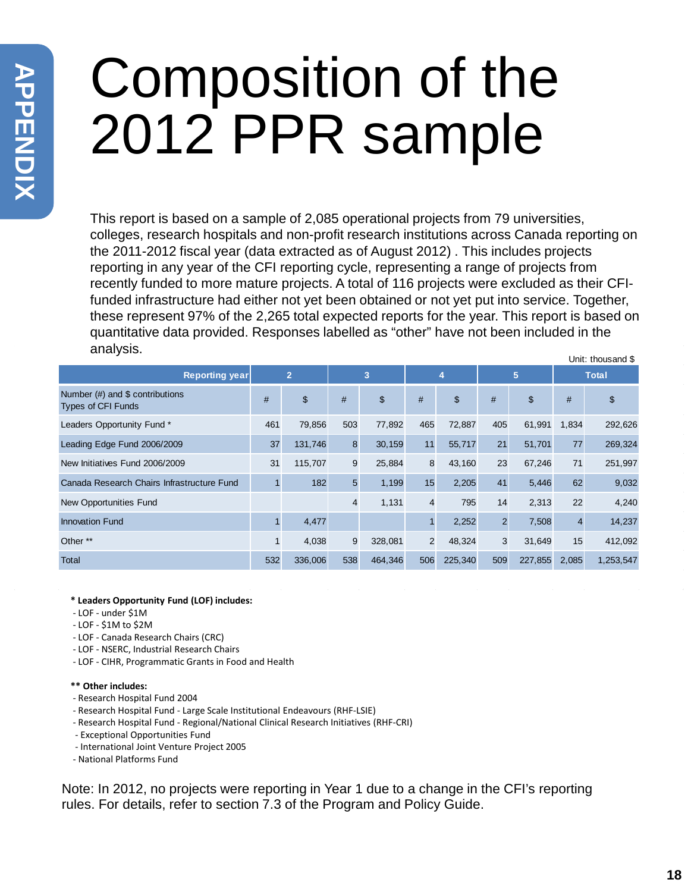# Composition of the 2012 PPR sample

This report is based on a sample of 2,085 operational projects from 79 universities, colleges, research hospitals and non-profit research institutions across Canada reporting on the 2011-2012 fiscal year (data extracted as of August 2012) . This includes projects reporting in any year of the CFI reporting cycle, representing a range of projects from recently funded to more mature projects. A total of 116 projects were excluded as their CFI-funded infrastructure had either not yet been obtained or not yet put into service. Together, these represent 97% of the 2,265 total expected reports for the year. This report is based on quantitative data provided. Responses labelled as "other" have not been included in the analysis.

Unit: thousand $

| Reporting year | 2 | | 3 | | 4 | | 5 | | Total | |
|---|---|---|---|---|---|---|---|---|---|---|
| Number (#) and $ contributions Types of CFI Funds | # | $ | # | $ | # | $ | # | $ | # | $ |
| Leaders Opportunity Fund * | 461 | 79,856 | 503 | 77,892 | 465 | 72,887 | 405 | 61,991 | 1,834 | 292,626 |
| Leading Edge Fund 2006/2009 | 37 | 131,746 | 8 | 30,159 | 11 | 55,717 | 21 | 51,701 | 77 | 269,324 |
| New Initiatives Fund 2006/2009 | 31 | 115,707 | 9 | 25,884 | 8 | 43,160 | 23 | 67,246 | 71 | 251,997 |
| Canada Research Chairs Infrastructure Fund | 1 | 182 | 5 | 1,199 | 15 | 2,205 | 41 | 5,446 | 62 | 9,032 |
| New Opportunities Fund | | | 4 | 1,131 | 4 | 795 | 14 | 2,313 | 22 | 4,240 |
| Innovation Fund | 1 | 4,477 | | | 1 | 2,252 | 2 | 7,508 | 4 | 14,237 |
| Other ** | 1 | 4,038 | 9 | 328,081 | 2 | 48,324 | 3 | 31,649 | 15 | 412,092 |
| Total | 532 | 336,006 | 538 | 464,346 | 506 | 225,340 | 509 | 227,855 | 2,085 | 1,253,547 |

**\* Leaders Opportunity Fund (LOF) includes:**

- LOF - under $1M
- LOF - $1M to $2M
- LOF - Canada Research Chairs (CRC)
- LOF - NSERC, Industrial Research Chairs
- LOF - CIHR, Programmatic Grants in Food and Health

**\*\* Other includes:**

- Research Hospital Fund 2004
- Research Hospital Fund - Large Scale Institutional Endeavours (RHF-LSIE)
- Research Hospital Fund - Regional/National Clinical Research Initiatives (RHF-CRI)
- Exceptional Opportunities Fund
- International Joint Venture Project 2005
- National Platforms Fund

Note: In 2012, no projects were reporting in Year 1 due to a change in the CFI's reporting rules. For details, refer to section 7.3 of the Program and Policy Guide.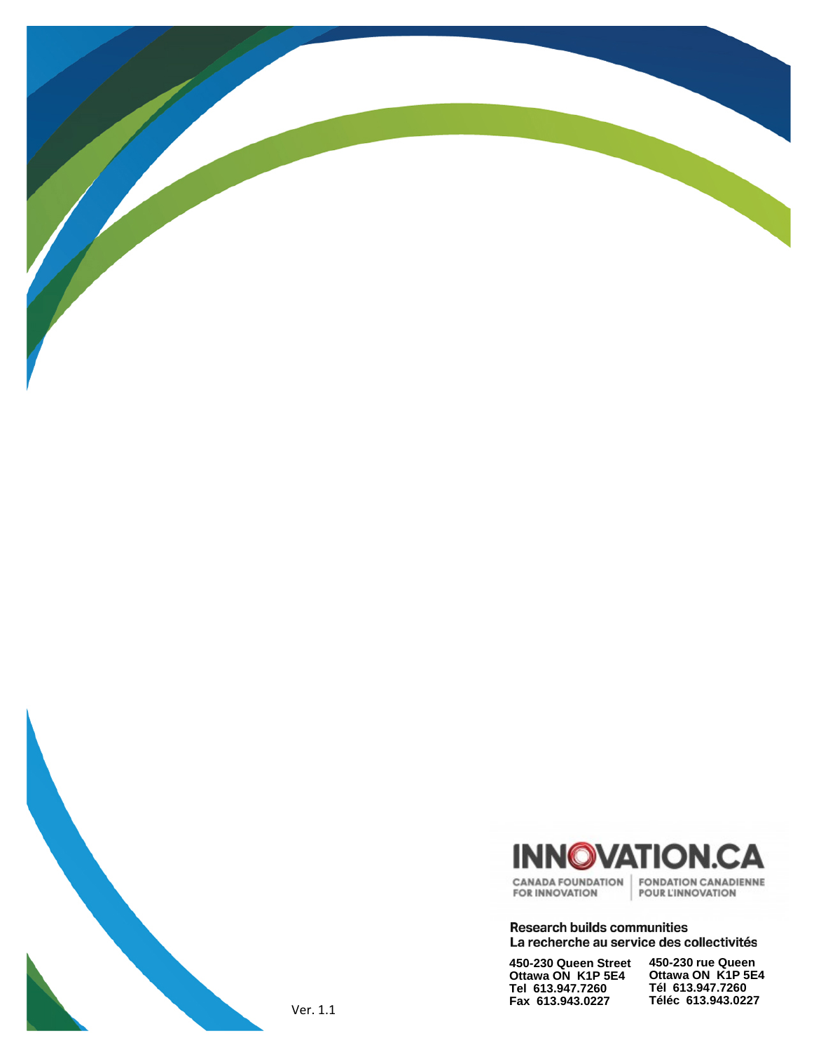INNOVATION.CA

CANADA FOUNDATION FOR INNOVATION | FONDATION CANADIENNE POUR L'INNOVATION

**Research builds communities**
**La recherche au service des collectivités**

**450-230 Queen Street**
**Ottawa ON K1P 5E4**
**Tel 613.947.7260**
**Fax 613.943.0227**

**450-230 rue Queen**
**Ottawa ON K1P 5E4**
**Tél 613.947.7260**
**Téléc 613.943.0227**

Ver. 1.1